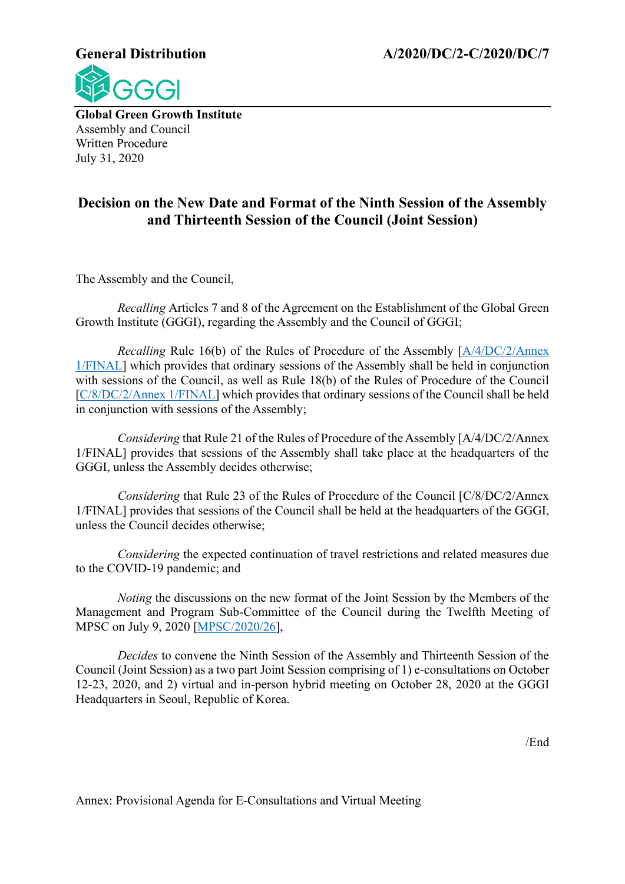**General Distribution** **A/2020/DC/2-C/2020/DC/7**

GGGI

**Global Green Growth Institute**
Assembly and Council
Written Procedure
July 31, 2020

# Decision on the New Date and Format of the Ninth Session of the Assembly and Thirteenth Session of the Council (Joint Session)

The Assembly and the Council,

*Recalling* Articles 7 and 8 of the Agreement on the Establishment of the Global Green Growth Institute (GGGI), regarding the Assembly and the Council of GGGI;

*Recalling* Rule 16(b) of the Rules of Procedure of the Assembly [A/4/DC/2/Annex 1/FINAL] which provides that ordinary sessions of the Assembly shall be held in conjunction with sessions of the Council, as well as Rule 18(b) of the Rules of Procedure of the Council [C/8/DC/2/Annex 1/FINAL] which provides that ordinary sessions of the Council shall be held in conjunction with sessions of the Assembly;

*Considering* that Rule 21 of the Rules of Procedure of the Assembly [A/4/DC/2/Annex 1/FINAL] provides that sessions of the Assembly shall take place at the headquarters of the GGGI, unless the Assembly decides otherwise;

*Considering* that Rule 23 of the Rules of Procedure of the Council [C/8/DC/2/Annex 1/FINAL] provides that sessions of the Council shall be held at the headquarters of the GGGI, unless the Council decides otherwise;

*Considering* the expected continuation of travel restrictions and related measures due to the COVID-19 pandemic; and

*Noting* the discussions on the new format of the Joint Session by the Members of the Management and Program Sub-Committee of the Council during the Twelfth Meeting of MPSC on July 9, 2020 [MPSC/2020/26],

*Decides* to convene the Ninth Session of the Assembly and Thirteenth Session of the Council (Joint Session) as a two part Joint Session comprising of 1) e-consultations on October 12-23, 2020, and 2) virtual and in-person hybrid meeting on October 28, 2020 at the GGGI Headquarters in Seoul, Republic of Korea.

/End

Annex: Provisional Agenda for E-Consultations and Virtual Meeting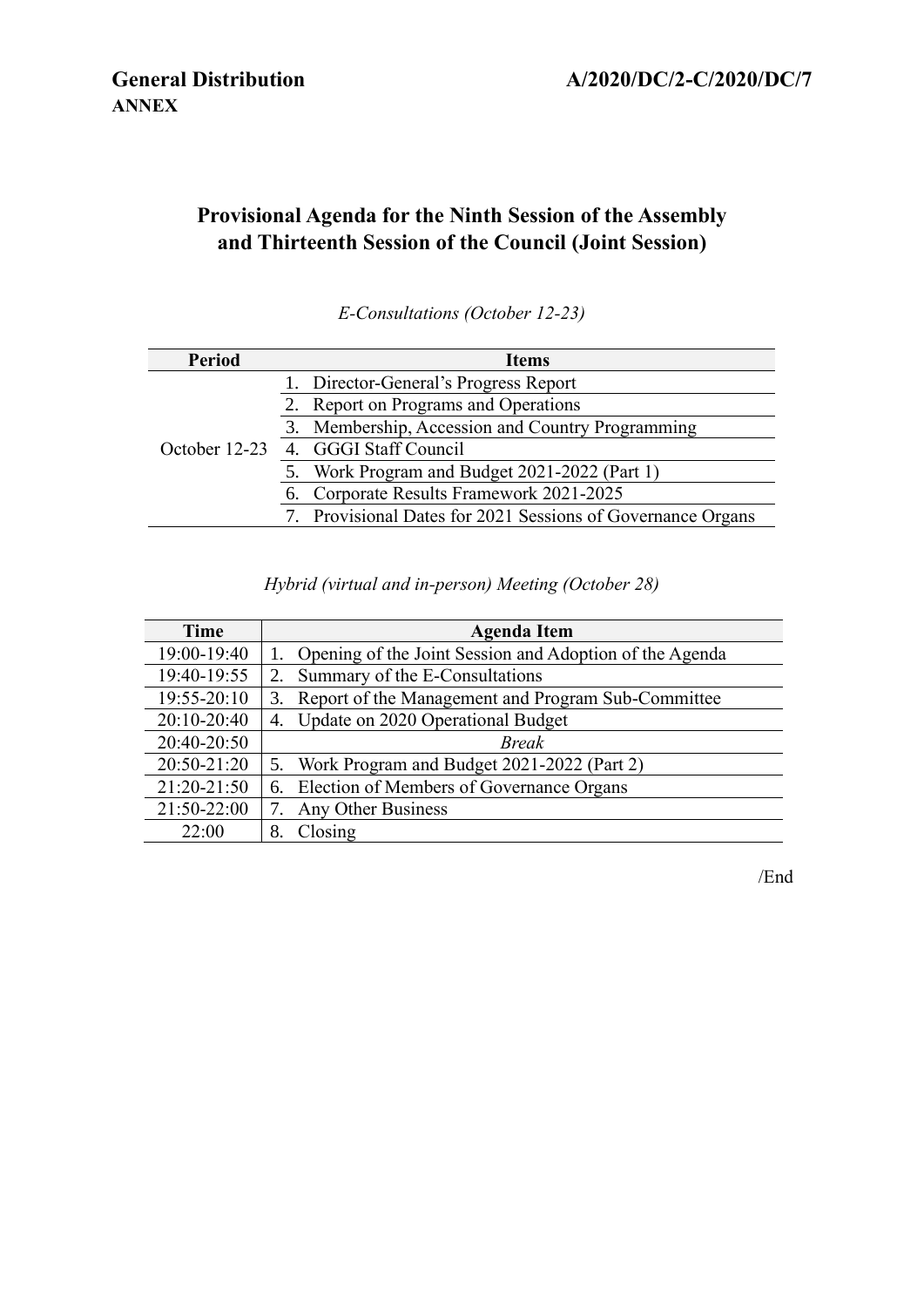**General Distribution** **A/2020/DC/2-C/2020/DC/7**

**ANNEX**

## Provisional Agenda for the Ninth Session of the Assembly and Thirteenth Session of the Council (Joint Session)

*E-Consultations (October 12-23)*

| Period | Items |
|---|---|
| October 12-23 | 1. Director-General's Progress Report |
| | 2. Report on Programs and Operations |
| | 3. Membership, Accession and Country Programming |
| | 4. GGGI Staff Council |
| | 5. Work Program and Budget 2021-2022 (Part 1) |
| | 6. Corporate Results Framework 2021-2025 |
| | 7. Provisional Dates for 2021 Sessions of Governance Organs |

*Hybrid (virtual and in-person) Meeting (October 28)*

| Time | Agenda Item |
|---|---|
| 19:00-19:40 | 1. Opening of the Joint Session and Adoption of the Agenda |
| 19:40-19:55 | 2. Summary of the E-Consultations |
| 19:55-20:10 | 3. Report of the Management and Program Sub-Committee |
| 20:10-20:40 | 4. Update on 2020 Operational Budget |
| 20:40-20:50 | *Break* |
| 20:50-21:20 | 5. Work Program and Budget 2021-2022 (Part 2) |
| 21:20-21:50 | 6. Election of Members of Governance Organs |
| 21:50-22:00 | 7. Any Other Business |
| 22:00 | 8. Closing |

/End